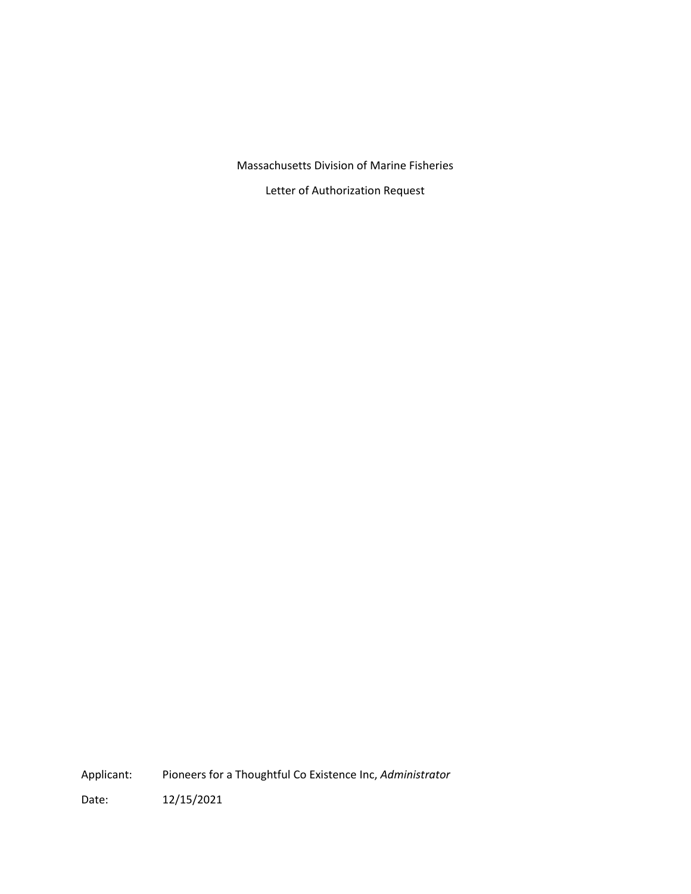Massachusetts Division of Marine Fisheries

Letter of Authorization Request

Applicant: Pioneers for a Thoughtful Co Existence Inc, *Administrator*

Date: 12/15/2021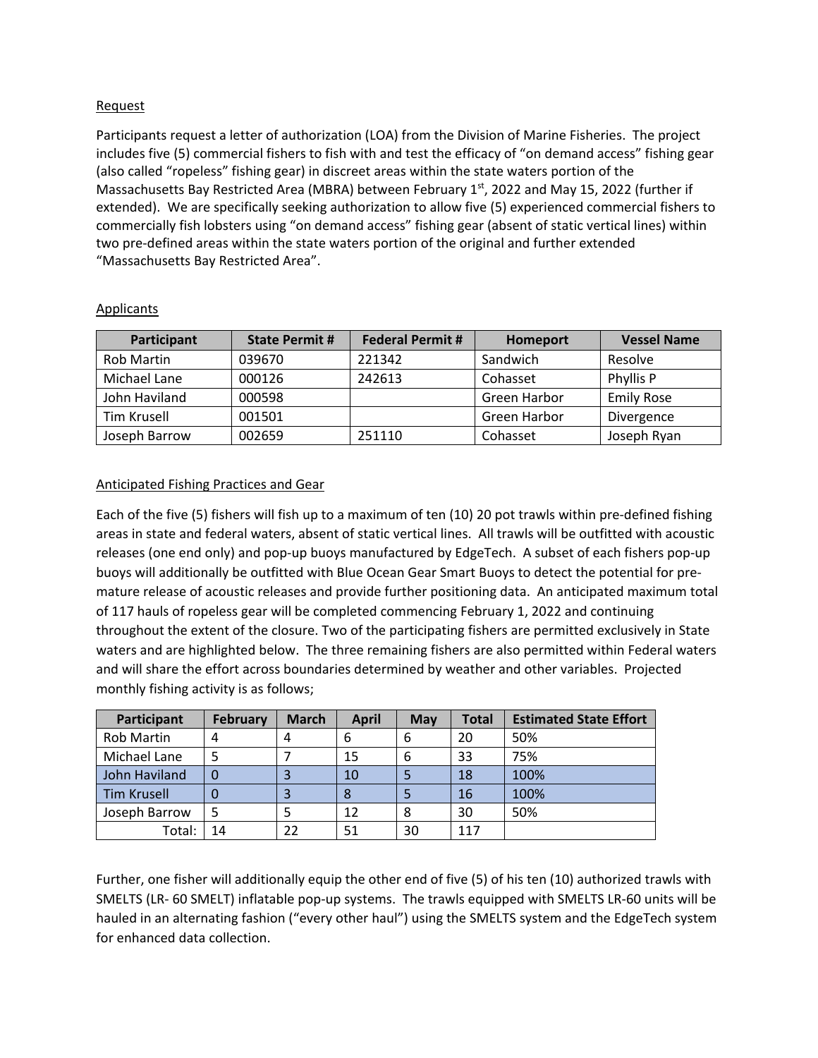Request

Participants request a letter of authorization (LOA) from the Division of Marine Fisheries. The project includes five (5) commercial fishers to fish with and test the efficacy of "on demand access" fishing gear (also called "ropeless" fishing gear) in discreet areas within the state waters portion of the Massachusetts Bay Restricted Area (MBRA) between February 1st, 2022 and May 15, 2022 (further if extended). We are specifically seeking authorization to allow five (5) experienced commercial fishers to commercially fish lobsters using "on demand access" fishing gear (absent of static vertical lines) within two pre-defined areas within the state waters portion of the original and further extended "Massachusetts Bay Restricted Area".

Applicants

| Participant | State Permit # | Federal Permit # | Homeport | Vessel Name |
|---|---|---|---|---|
| Rob Martin | 039670 | 221342 | Sandwich | Resolve |
| Michael Lane | 000126 | 242613 | Cohasset | Phyllis P |
| John Haviland | 000598 | | Green Harbor | Emily Rose |
| Tim Krusell | 001501 | | Green Harbor | Divergence |
| Joseph Barrow | 002659 | 251110 | Cohasset | Joseph Ryan |

Anticipated Fishing Practices and Gear

Each of the five (5) fishers will fish up to a maximum of ten (10) 20 pot trawls within pre-defined fishing areas in state and federal waters, absent of static vertical lines. All trawls will be outfitted with acoustic releases (one end only) and pop-up buoys manufactured by EdgeTech. A subset of each fishers pop-up buoys will additionally be outfitted with Blue Ocean Gear Smart Buoys to detect the potential for pre-mature release of acoustic releases and provide further positioning data. An anticipated maximum total of 117 hauls of ropeless gear will be completed commencing February 1, 2022 and continuing throughout the extent of the closure. Two of the participating fishers are permitted exclusively in State waters and are highlighted below. The three remaining fishers are also permitted within Federal waters and will share the effort across boundaries determined by weather and other variables. Projected monthly fishing activity is as follows;

| Participant | February | March | April | May | Total | Estimated State Effort |
|---|---|---|---|---|---|---|
| Rob Martin | 4 | 4 | 6 | 6 | 20 | 50% |
| Michael Lane | 5 | 7 | 15 | 6 | 33 | 75% |
| John Haviland | 0 | 3 | 10 | 5 | 18 | 100% |
| Tim Krusell | 0 | 3 | 8 | 5 | 16 | 100% |
| Joseph Barrow | 5 | 5 | 12 | 8 | 30 | 50% |
| Total: | 14 | 22 | 51 | 30 | 117 | |

Further, one fisher will additionally equip the other end of five (5) of his ten (10) authorized trawls with SMELTS (LR- 60 SMELT) inflatable pop-up systems. The trawls equipped with SMELTS LR-60 units will be hauled in an alternating fashion ("every other haul") using the SMELTS system and the EdgeTech system for enhanced data collection.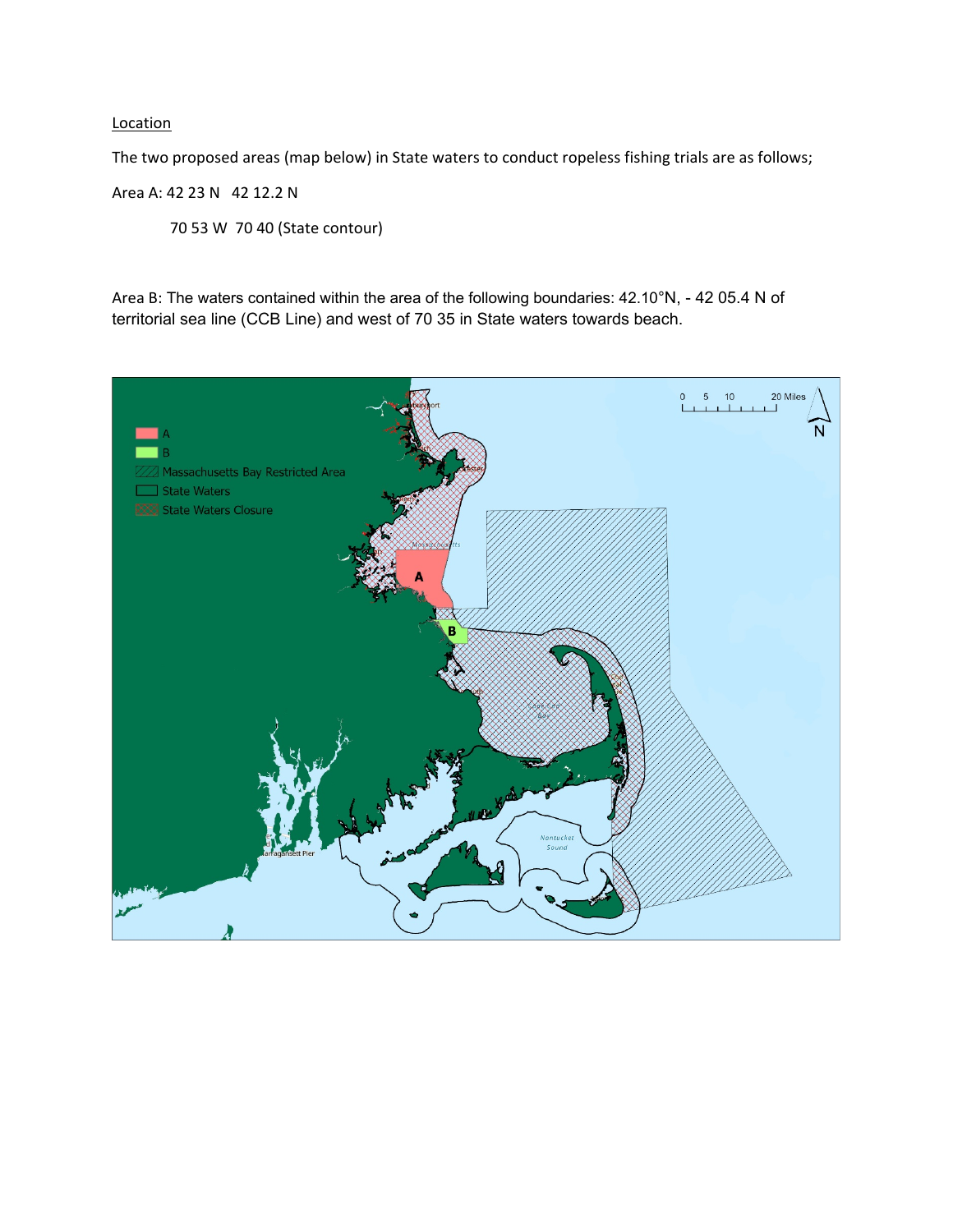Location

The two proposed areas (map below) in State waters to conduct ropeless fishing trials are as follows;

Area A: 42 23 N   42 12.2 N

70 53 W  70 40 (State contour)

Area B: The waters contained within the area of the following boundaries: 42.10°N, - 42 05.4 N of territorial sea line (CCB Line) and west of 70 35 in State waters towards beach.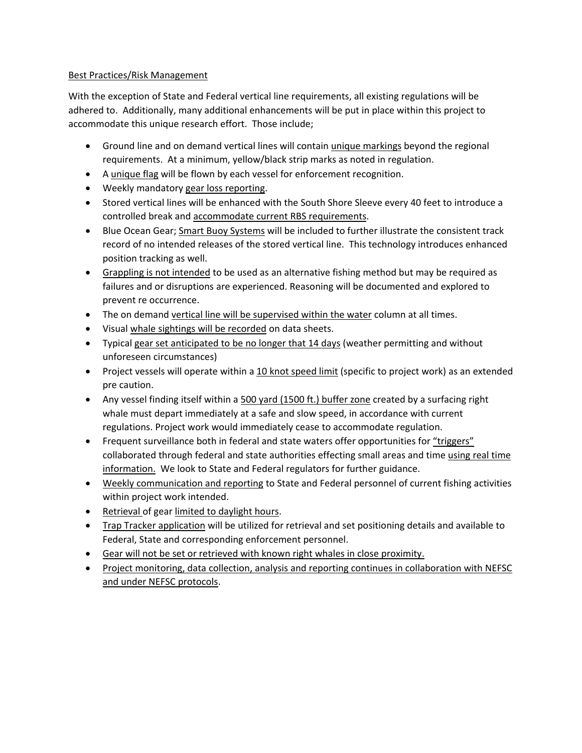Best Practices/Risk Management

With the exception of State and Federal vertical line requirements, all existing regulations will be adhered to. Additionally, many additional enhancements will be put in place within this project to accommodate this unique research effort. Those include;

- Ground line and on demand vertical lines will contain unique markings beyond the regional requirements. At a minimum, yellow/black strip marks as noted in regulation.
- A unique flag will be flown by each vessel for enforcement recognition.
- Weekly mandatory gear loss reporting.
- Stored vertical lines will be enhanced with the South Shore Sleeve every 40 feet to introduce a controlled break and accommodate current RBS requirements.
- Blue Ocean Gear; Smart Buoy Systems will be included to further illustrate the consistent track record of no intended releases of the stored vertical line. This technology introduces enhanced position tracking as well.
- Grappling is not intended to be used as an alternative fishing method but may be required as failures and or disruptions are experienced. Reasoning will be documented and explored to prevent re occurrence.
- The on demand vertical line will be supervised within the water column at all times.
- Visual whale sightings will be recorded on data sheets.
- Typical gear set anticipated to be no longer that 14 days (weather permitting and without unforeseen circumstances)
- Project vessels will operate within a 10 knot speed limit (specific to project work) as an extended pre caution.
- Any vessel finding itself within a 500 yard (1500 ft.) buffer zone created by a surfacing right whale must depart immediately at a safe and slow speed, in accordance with current regulations. Project work would immediately cease to accommodate regulation.
- Frequent surveillance both in federal and state waters offer opportunities for "triggers" collaborated through federal and state authorities effecting small areas and time using real time information. We look to State and Federal regulators for further guidance.
- Weekly communication and reporting to State and Federal personnel of current fishing activities within project work intended.
- Retrieval of gear limited to daylight hours.
- Trap Tracker application will be utilized for retrieval and set positioning details and available to Federal, State and corresponding enforcement personnel.
- Gear will not be set or retrieved with known right whales in close proximity.
- Project monitoring, data collection, analysis and reporting continues in collaboration with NEFSC and under NEFSC protocols.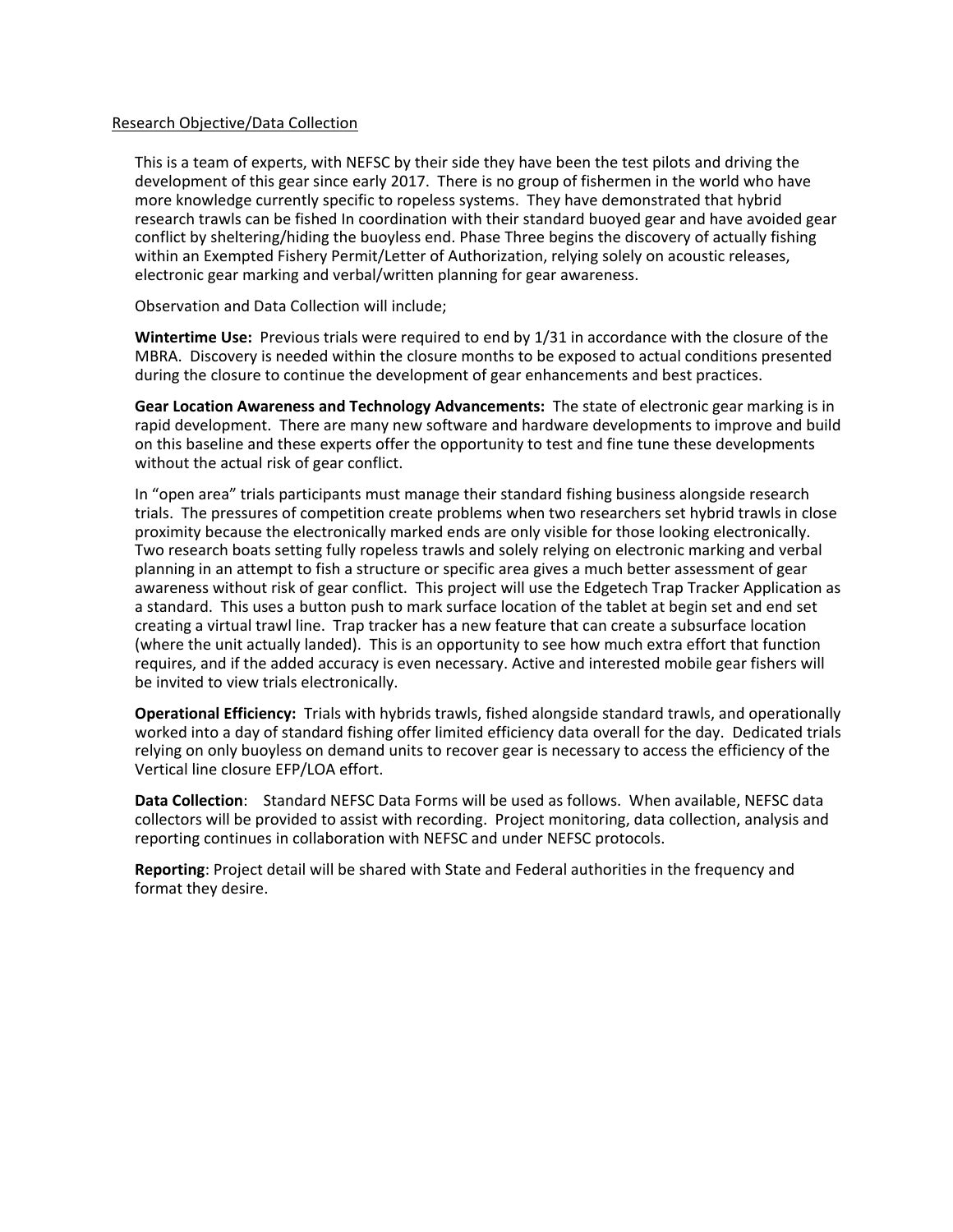Research Objective/Data Collection

This is a team of experts, with NEFSC by their side they have been the test pilots and driving the development of this gear since early 2017. There is no group of fishermen in the world who have more knowledge currently specific to ropeless systems. They have demonstrated that hybrid research trawls can be fished In coordination with their standard buoyed gear and have avoided gear conflict by sheltering/hiding the buoyless end. Phase Three begins the discovery of actually fishing within an Exempted Fishery Permit/Letter of Authorization, relying solely on acoustic releases, electronic gear marking and verbal/written planning for gear awareness.

Observation and Data Collection will include;

**Wintertime Use:** Previous trials were required to end by 1/31 in accordance with the closure of the MBRA. Discovery is needed within the closure months to be exposed to actual conditions presented during the closure to continue the development of gear enhancements and best practices.

**Gear Location Awareness and Technology Advancements:** The state of electronic gear marking is in rapid development. There are many new software and hardware developments to improve and build on this baseline and these experts offer the opportunity to test and fine tune these developments without the actual risk of gear conflict.

In "open area" trials participants must manage their standard fishing business alongside research trials. The pressures of competition create problems when two researchers set hybrid trawls in close proximity because the electronically marked ends are only visible for those looking electronically. Two research boats setting fully ropeless trawls and solely relying on electronic marking and verbal planning in an attempt to fish a structure or specific area gives a much better assessment of gear awareness without risk of gear conflict. This project will use the Edgetech Trap Tracker Application as a standard. This uses a button push to mark surface location of the tablet at begin set and end set creating a virtual trawl line. Trap tracker has a new feature that can create a subsurface location (where the unit actually landed). This is an opportunity to see how much extra effort that function requires, and if the added accuracy is even necessary. Active and interested mobile gear fishers will be invited to view trials electronically.

**Operational Efficiency:** Trials with hybrids trawls, fished alongside standard trawls, and operationally worked into a day of standard fishing offer limited efficiency data overall for the day. Dedicated trials relying on only buoyless on demand units to recover gear is necessary to access the efficiency of the Vertical line closure EFP/LOA effort.

**Data Collection**: Standard NEFSC Data Forms will be used as follows. When available, NEFSC data collectors will be provided to assist with recording. Project monitoring, data collection, analysis and reporting continues in collaboration with NEFSC and under NEFSC protocols.

**Reporting**: Project detail will be shared with State and Federal authorities in the frequency and format they desire.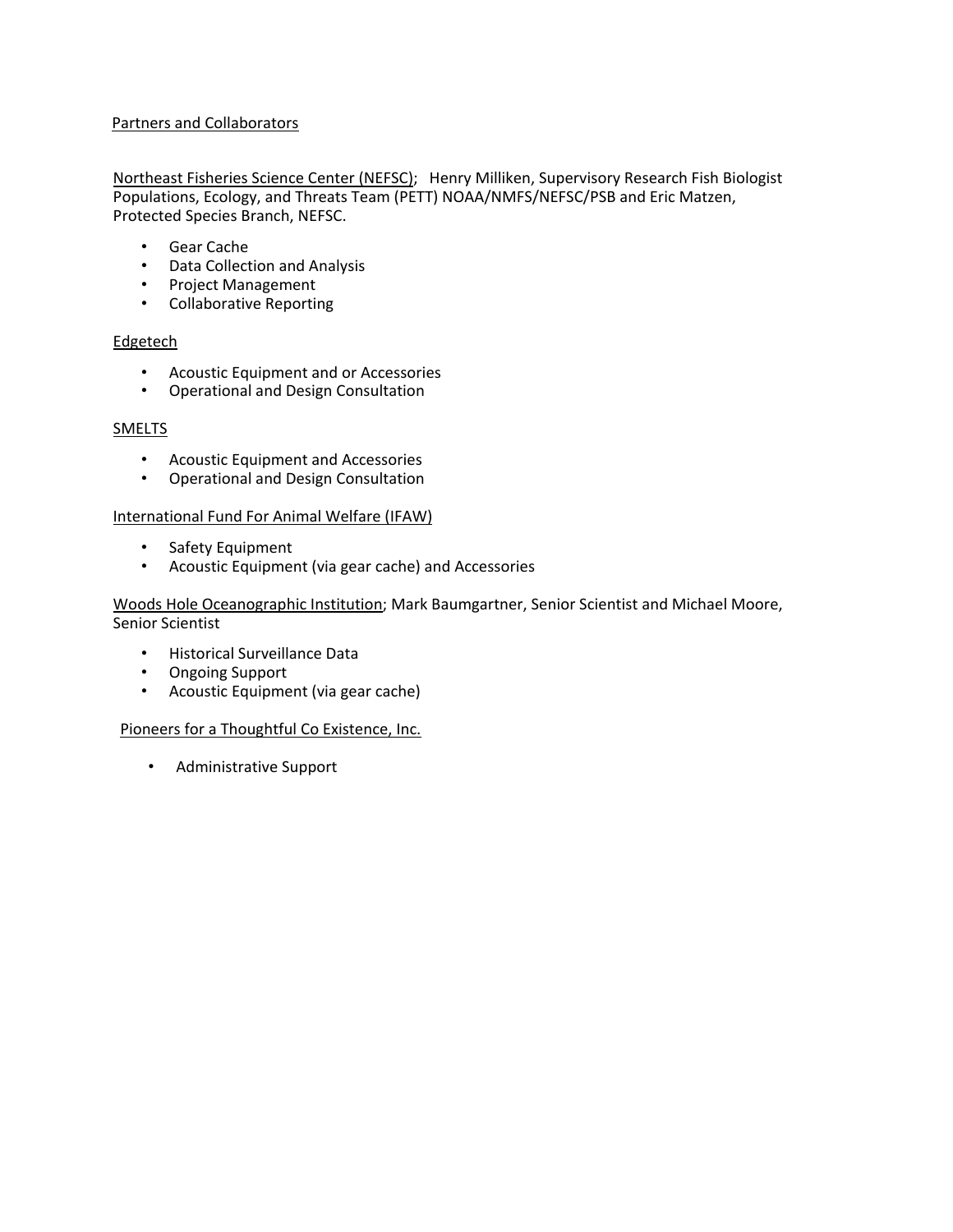Partners and Collaborators

Northeast Fisheries Science Center (NEFSC); Henry Milliken, Supervisory Research Fish Biologist Populations, Ecology, and Threats Team (PETT) NOAA/NMFS/NEFSC/PSB and Eric Matzen, Protected Species Branch, NEFSC.

- Gear Cache
- Data Collection and Analysis
- Project Management
- Collaborative Reporting

Edgetech

- Acoustic Equipment and or Accessories
- Operational and Design Consultation

SMELTS

- Acoustic Equipment and Accessories
- Operational and Design Consultation

International Fund For Animal Welfare (IFAW)

- Safety Equipment
- Acoustic Equipment (via gear cache) and Accessories

Woods Hole Oceanographic Institution; Mark Baumgartner, Senior Scientist and Michael Moore, Senior Scientist

- Historical Surveillance Data
- Ongoing Support
- Acoustic Equipment (via gear cache)

Pioneers for a Thoughtful Co Existence, Inc.

- Administrative Support